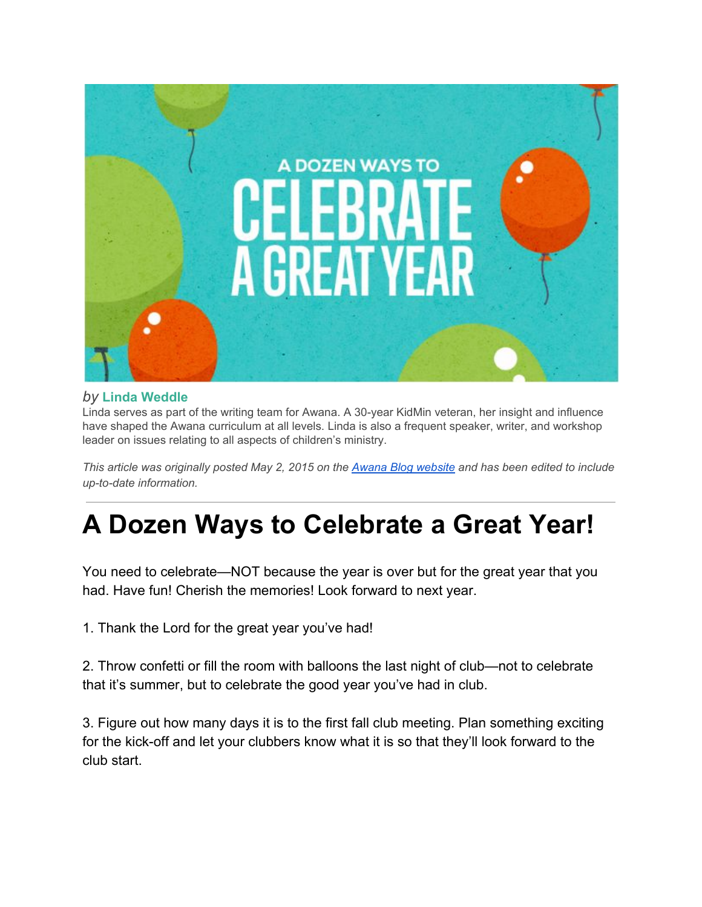by **Linda Weddle**

Linda serves as part of the writing team for Awana. A 30-year KidMin veteran, her insight and influence have shaped the Awana curriculum at all levels. Linda is also a frequent speaker, writer, and workshop leader on issues relating to all aspects of children's ministry.

*This article was originally posted May 2, 2015 on the [Awana Blog website] and has been edited to include up-to-date information.*

---

# A Dozen Ways to Celebrate a Great Year!

You need to celebrate—NOT because the year is over but for the great year that you had. Have fun! Cherish the memories! Look forward to next year.

1. Thank the Lord for the great year you've had!

2. Throw confetti or fill the room with balloons the last night of club—not to celebrate that it's summer, but to celebrate the good year you've had in club.

3. Figure out how many days it is to the first fall club meeting. Plan something exciting for the kick-off and let your clubbers know what it is so that they'll look forward to the club start.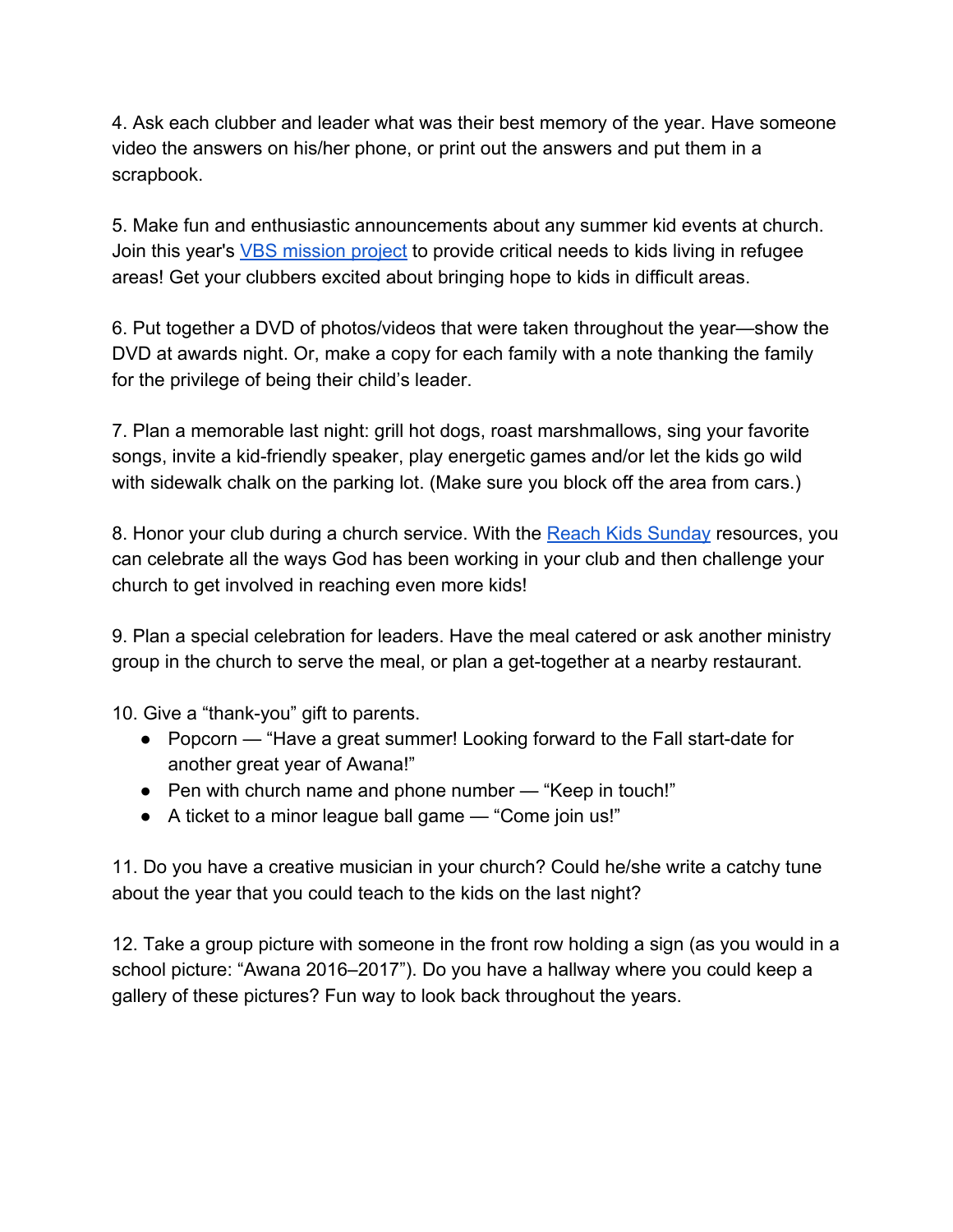4. Ask each clubber and leader what was their best memory of the year. Have someone video the answers on his/her phone, or print out the answers and put them in a scrapbook.

5. Make fun and enthusiastic announcements about any summer kid events at church. Join this year's VBS mission project to provide critical needs to kids living in refugee areas! Get your clubbers excited about bringing hope to kids in difficult areas.

6. Put together a DVD of photos/videos that were taken throughout the year—show the DVD at awards night. Or, make a copy for each family with a note thanking the family for the privilege of being their child's leader.

7. Plan a memorable last night: grill hot dogs, roast marshmallows, sing your favorite songs, invite a kid-friendly speaker, play energetic games and/or let the kids go wild with sidewalk chalk on the parking lot. (Make sure you block off the area from cars.)

8. Honor your club during a church service. With the Reach Kids Sunday resources, you can celebrate all the ways God has been working in your club and then challenge your church to get involved in reaching even more kids!

9. Plan a special celebration for leaders. Have the meal catered or ask another ministry group in the church to serve the meal, or plan a get-together at a nearby restaurant.

10. Give a "thank-you" gift to parents.

- Popcorn — "Have a great summer! Looking forward to the Fall start-date for another great year of Awana!"
- Pen with church name and phone number — "Keep in touch!"
- A ticket to a minor league ball game — "Come join us!"

11. Do you have a creative musician in your church? Could he/she write a catchy tune about the year that you could teach to the kids on the last night?

12. Take a group picture with someone in the front row holding a sign (as you would in a school picture: "Awana 2016–2017"). Do you have a hallway where you could keep a gallery of these pictures? Fun way to look back throughout the years.